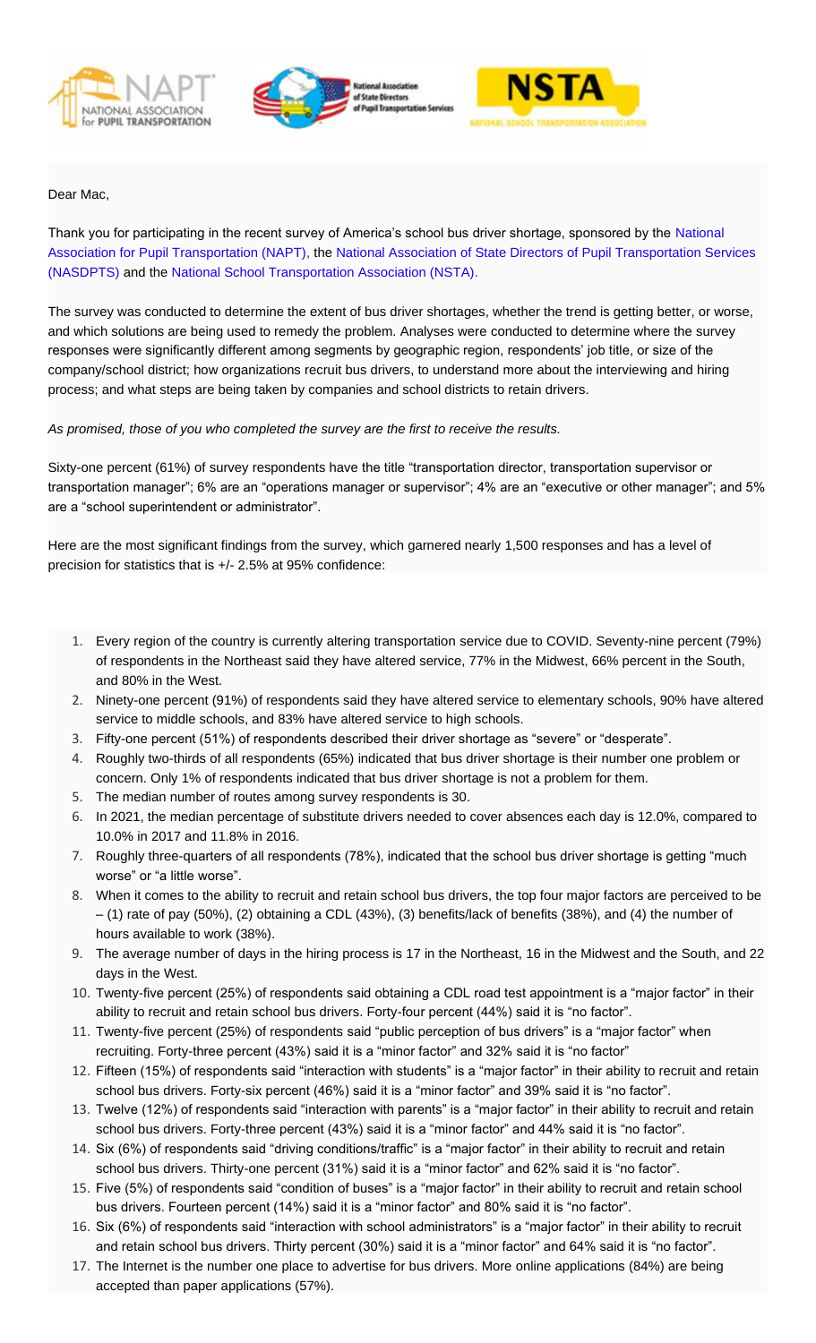Dear Mac,

Thank you for participating in the recent survey of America's school bus driver shortage, sponsored by the National Association for Pupil Transportation (NAPT), the National Association of State Directors of Pupil Transportation Services (NASDPTS) and the National School Transportation Association (NSTA).

The survey was conducted to determine the extent of bus driver shortages, whether the trend is getting better, or worse, and which solutions are being used to remedy the problem. Analyses were conducted to determine where the survey responses were significantly different among segments by geographic region, respondents' job title, or size of the company/school district; how organizations recruit bus drivers, to understand more about the interviewing and hiring process; and what steps are being taken by companies and school districts to retain drivers.

*As promised, those of you who completed the survey are the first to receive the results.*

Sixty-one percent (61%) of survey respondents have the title "transportation director, transportation supervisor or transportation manager"; 6% are an "operations manager or supervisor"; 4% are an "executive or other manager"; and 5% are a "school superintendent or administrator".

Here are the most significant findings from the survey, which garnered nearly 1,500 responses and has a level of precision for statistics that is +/- 2.5% at 95% confidence:

1. Every region of the country is currently altering transportation service due to COVID. Seventy-nine percent (79%) of respondents in the Northeast said they have altered service, 77% in the Midwest, 66% percent in the South, and 80% in the West.
2. Ninety-one percent (91%) of respondents said they have altered service to elementary schools, 90% have altered service to middle schools, and 83% have altered service to high schools.
3. Fifty-one percent (51%) of respondents described their driver shortage as "severe" or "desperate".
4. Roughly two-thirds of all respondents (65%) indicated that bus driver shortage is their number one problem or concern. Only 1% of respondents indicated that bus driver shortage is not a problem for them.
5. The median number of routes among survey respondents is 30.
6. In 2021, the median percentage of substitute drivers needed to cover absences each day is 12.0%, compared to 10.0% in 2017 and 11.8% in 2016.
7. Roughly three-quarters of all respondents (78%), indicated that the school bus driver shortage is getting "much worse" or "a little worse".
8. When it comes to the ability to recruit and retain school bus drivers, the top four major factors are perceived to be – (1) rate of pay (50%), (2) obtaining a CDL (43%), (3) benefits/lack of benefits (38%), and (4) the number of hours available to work (38%).
9. The average number of days in the hiring process is 17 in the Northeast, 16 in the Midwest and the South, and 22 days in the West.
10. Twenty-five percent (25%) of respondents said obtaining a CDL road test appointment is a "major factor" in their ability to recruit and retain school bus drivers. Forty-four percent (44%) said it is "no factor".
11. Twenty-five percent (25%) of respondents said "public perception of bus drivers" is a "major factor" when recruiting. Forty-three percent (43%) said it is a "minor factor" and 32% said it is "no factor"
12. Fifteen (15%) of respondents said "interaction with students" is a "major factor" in their ability to recruit and retain school bus drivers. Forty-six percent (46%) said it is a "minor factor" and 39% said it is "no factor".
13. Twelve (12%) of respondents said "interaction with parents" is a "major factor" in their ability to recruit and retain school bus drivers. Forty-three percent (43%) said it is a "minor factor" and 44% said it is "no factor".
14. Six (6%) of respondents said "driving conditions/traffic" is a "major factor" in their ability to recruit and retain school bus drivers. Thirty-one percent (31%) said it is a "minor factor" and 62% said it is "no factor".
15. Five (5%) of respondents said "condition of buses" is a "major factor" in their ability to recruit and retain school bus drivers. Fourteen percent (14%) said it is a "minor factor" and 80% said it is "no factor".
16. Six (6%) of respondents said "interaction with school administrators" is a "major factor" in their ability to recruit and retain school bus drivers. Thirty percent (30%) said it is a "minor factor" and 64% said it is "no factor".
17. The Internet is the number one place to advertise for bus drivers. More online applications (84%) are being accepted than paper applications (57%).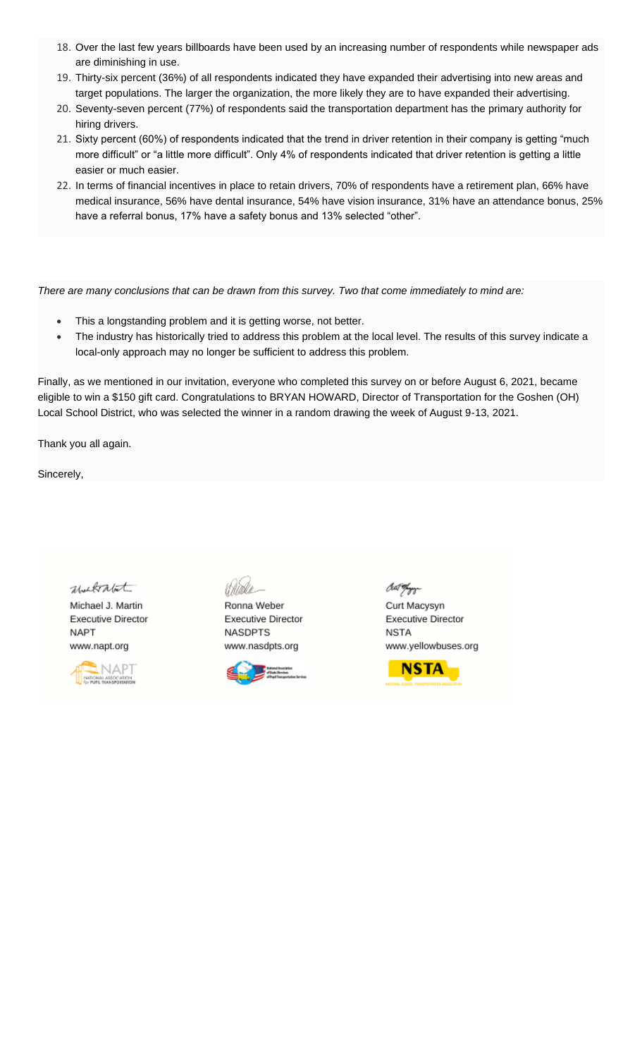18. Over the last few years billboards have been used by an increasing number of respondents while newspaper ads are diminishing in use.
19. Thirty-six percent (36%) of all respondents indicated they have expanded their advertising into new areas and target populations. The larger the organization, the more likely they are to have expanded their advertising.
20. Seventy-seven percent (77%) of respondents said the transportation department has the primary authority for hiring drivers.
21. Sixty percent (60%) of respondents indicated that the trend in driver retention in their company is getting "much more difficult" or "a little more difficult". Only 4% of respondents indicated that driver retention is getting a little easier or much easier.
22. In terms of financial incentives in place to retain drivers, 70% of respondents have a retirement plan, 66% have medical insurance, 56% have dental insurance, 54% have vision insurance, 31% have an attendance bonus, 25% have a referral bonus, 17% have a safety bonus and 13% selected "other".

*There are many conclusions that can be drawn from this survey. Two that come immediately to mind are:*

- This a longstanding problem and it is getting worse, not better.
- The industry has historically tried to address this problem at the local level. The results of this survey indicate a local-only approach may no longer be sufficient to address this problem.

Finally, as we mentioned in our invitation, everyone who completed this survey on or before August 6, 2021, became eligible to win a $150 gift card. Congratulations to BRYAN HOWARD, Director of Transportation for the Goshen (OH) Local School District, who was selected the winner in a random drawing the week of August 9-13, 2021.

Thank you all again.

Sincerely,

Michael J. Martin
Executive Director
NAPT
www.napt.org

Ronna Weber
Executive Director
NASDPTS
www.nasdpts.org

Curt Macysyn
Executive Director
NSTA
www.yellowbuses.org